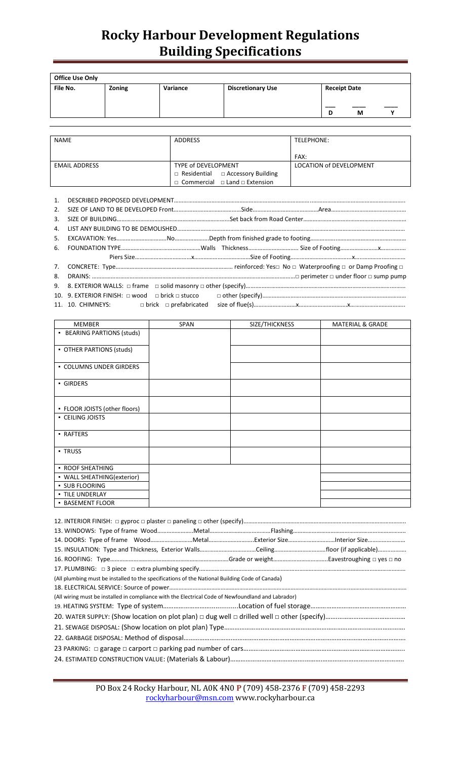# Rocky Harbour Development Regulations
# Building Specifications

| Office Use Only | | | | |
|---|---|---|---|---|
| File No. | Zoning | Variance | Discretionary Use | Receipt Date |
| | | | | ___ D ___ M ___ Y |

| NAME | ADDRESS | TELEPHONE: |
|---|---|---|
| | | FAX: |
| EMAIL ADDRESS | TYPE of DEVELOPMENT □ Residential □ Accessory Building □ Commercial □ Land □ Extension | LOCATION of DEVELOPMENT |

1. DESCRIBED PROPOSED DEVELOPMENT…………………………………………………………………………………………………………
2. SIZE OF LAND TO BE DEVELOPED Front……………………………………Side……………………………………Area…………………………………
3. SIZE OF BUILDING………………………………………………………Set back from Road Center…………………………………………………
4. LIST ANY BUILDING TO BE DEMOLISHED………………………………………………………………………………………………………
5. EXCAVATION: Yes……………………………No…………………Depth from finished grade to footing……………………………………
6. FOUNDATION TYPE…………………………………………Walls Thickness………………………… Size of Footing……………………x……………
   Piers Size………………………………x………………………………Size of Footing…………………………………x……………………………
7. CONCRETE: Type………………………………………………………… reinforced: Yes□ No □ Waterproofing □ or Damp Proofing □
8. DRAINS: …………………………………………………………………………………………………………□ perimeter □ under floor □ sump pump
9. 8. EXTERIOR WALLS: □ frame □ solid masonry □ other (specify)……………………………………………………………………………
10. 9. EXTERIOR FINISH: □ wood □ brick □ stucco □ other (specify)……………………………………………………………………………
11. 10. CHIMNEYS: □ brick □ prefabricated size of flue(s)………………………x……………………………x……………………………

| MEMBER | SPAN | SIZE/THICKNESS | MATERIAL & GRADE |
|---|---|---|---|
| • BEARING PARTIONS (studs) | | | |
| • OTHER PARTIONS (studs) | | | |
| • COLUMNS UNDER GIRDERS | | | |
| • GIRDERS | | | |
| • FLOOR JOISTS (other floors) | | | |
| • CEILING JOISTS | | | |
| • RAFTERS | | | |
| • TRUSS | | | |
| • ROOF SHEATHING | | | |
| • WALL SHEATHING(exterior) | | | |
| • SUB FLOORING | | | |
| • TILE UNDERLAY | | | |
| • BASEMENT FLOOR | | | |

12. INTERIOR FINISH: □ gyproc □ plaster □ paneling □ other (specify)………………………………………………………………………

13. WINDOWS: Type of frame Wood…………………Metal…………………………………Flashing…………………………………………………

14. DOORS: Type of frame Wood……………………Metal………………………Exterior Size…………………………Interior Size……………………

15. INSULATION: Type and Thickness, Exterior Walls………………………………Ceiling……………………………floor (if applicable)………………

16. ROOFING: Type…………………………………………………………Grade or weight………………………………Eavestroughing □ yes □ no

17. PLUMBING: □ 3 piece □ extra plumbing specify………………………………………………………………………………………………

(All plumbing must be installed to the specifications of the National Building Code of Canada)

18. ELECTRICAL SERVICE: Source of power…………………………………………………………………………………………………………

(All wiring must be installed in compliance with the Electrical Code of Newfoundland and Labrador)

19. HEATING SYSTEM: Type of system……………………………………Location of fuel storage…………………………………………………

20. WATER SUPPLY: (Show location on plot plan) □ dug well □ drilled well □ other (specify)………………………………………

21. SEWAGE DISPOSAL: (Show location on plot plan) Type…………………………………………………………………………………………

22. GARBAGE DISPOSAL: Method of disposal…………………………………………………………………………………………………………

23 PARKING: □ garage □ carport □ parking pad number of cars…………………………………………………………………………………

24. ESTIMATED CONSTRUCTION VALUE: (Materials & Labour)……………………………………………………………………………………

PO Box 24 Rocky Harbour, NL A0K 4N0 **P** (709) 458-2376 **F** (709) 458-2293
rockyharbour@msn.com www.rockyharbour.ca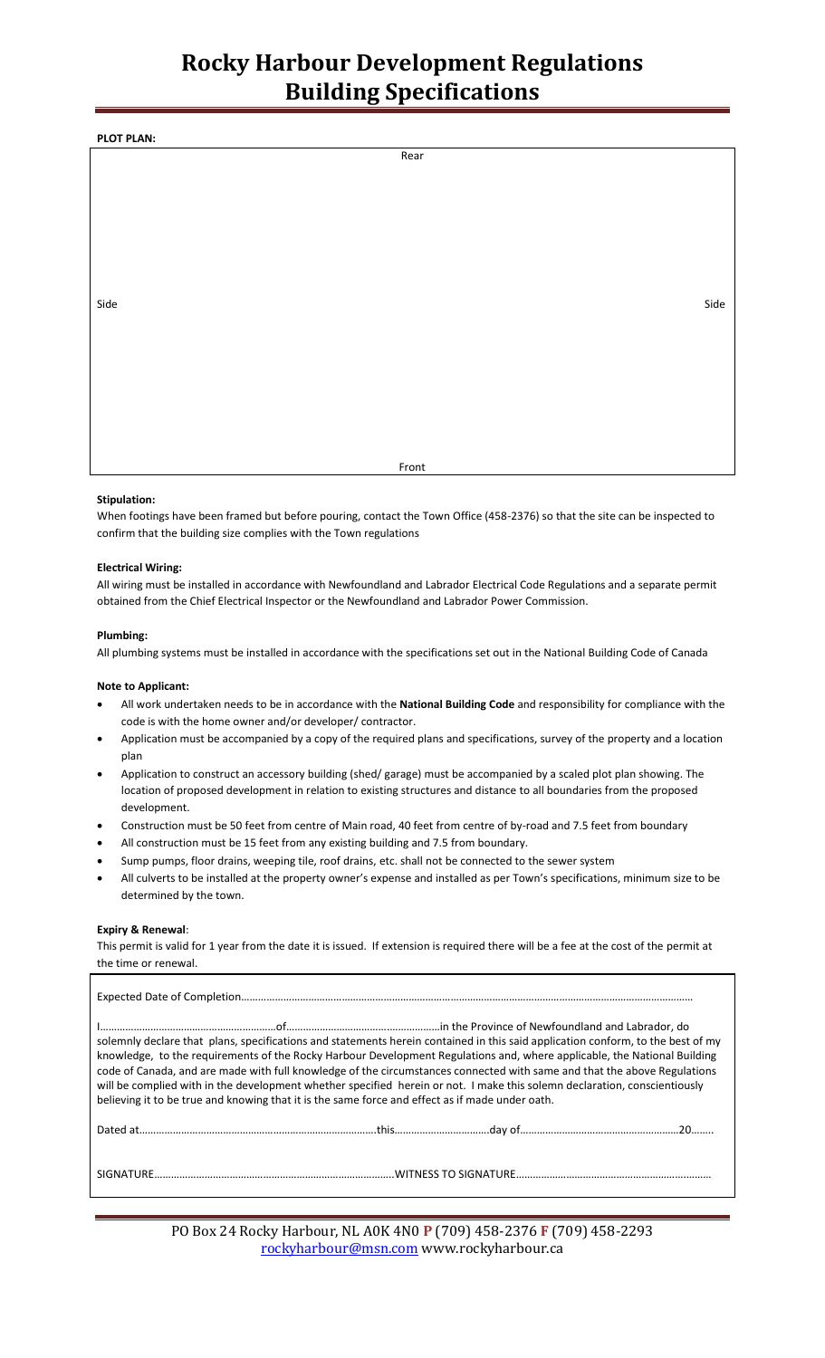# Rocky Harbour Development Regulations Building Specifications

**PLOT PLAN:**

Rear

Side

Side

Front

**Stipulation:**

When footings have been framed but before pouring, contact the Town Office (458-2376) so that the site can be inspected to confirm that the building size complies with the Town regulations

**Electrical Wiring:**

All wiring must be installed in accordance with Newfoundland and Labrador Electrical Code Regulations and a separate permit obtained from the Chief Electrical Inspector or the Newfoundland and Labrador Power Commission.

**Plumbing:**

All plumbing systems must be installed in accordance with the specifications set out in the National Building Code of Canada

**Note to Applicant:**

- All work undertaken needs to be in accordance with the **National Building Code** and responsibility for compliance with the code is with the home owner and/or developer/ contractor.
- Application must be accompanied by a copy of the required plans and specifications, survey of the property and a location plan
- Application to construct an accessory building (shed/ garage) must be accompanied by a scaled plot plan showing. The location of proposed development in relation to existing structures and distance to all boundaries from the proposed development.
- Construction must be 50 feet from centre of Main road, 40 feet from centre of by-road and 7.5 feet from boundary
- All construction must be 15 feet from any existing building and 7.5 from boundary.
- Sump pumps, floor drains, weeping tile, roof drains, etc. shall not be connected to the sewer system
- All culverts to be installed at the property owner's expense and installed as per Town's specifications, minimum size to be determined by the town.

**Expiry & Renewal**:

This permit is valid for 1 year from the date it is issued. If extension is required there will be a fee at the cost of the permit at the time or renewal.

Expected Date of Completion……………………………………………………………………………………………………………………………………

I………………………………………………………of………………………………………………in the Province of Newfoundland and Labrador, do solemnly declare that plans, specifications and statements herein contained in this said application conform, to the best of my knowledge, to the requirements of the Rocky Harbour Development Regulations and, where applicable, the National Building code of Canada, and are made with full knowledge of the circumstances connected with same and that the above Regulations will be complied with in the development whether specified herein or not. I make this solemn declaration, conscientiously believing it to be true and knowing that it is the same force and effect as if made under oath.

Dated at……………………………………………………………………….this……………………………day of…………………………………………………20……..

SIGNATURE……………………………………………………………………………WITNESS TO SIGNATURE……………………………………………………………

PO Box 24 Rocky Harbour, NL A0K 4N0 **P** (709) 458-2376 **F** (709) 458-2293
rockyharbour@msn.com www.rockyharbour.ca